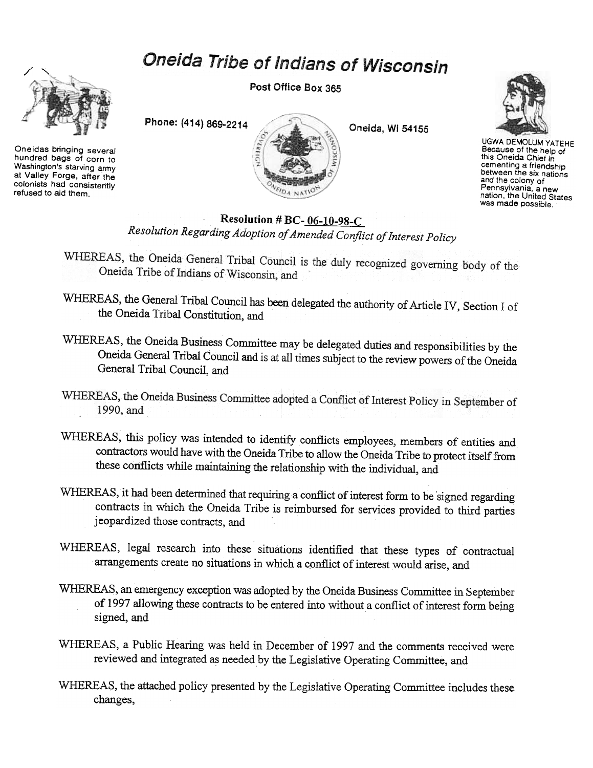# Oneida Tribe of Indians of Wisconsin

Post Office Box 365

Phone: (414) 869-2214

Oneida, WI 54155

Oneidas bringing several hundred bags of corn to Washington's starving army at Valley Forge, after the colonists had consistently refused to aid them.

UGWA DEMOLUM YATEHE
Because of the help of this Oneida Chief in cementing a friendship between the six nations and the colony of Pennsylvania, a new nation, the United States was made possible.

## Resolution # BC-06-10-98-C

*Resolution Regarding Adoption of Amended Conflict of Interest Policy*

WHEREAS, the Oneida General Tribal Council is the duly recognized governing body of the Oneida Tribe of Indians of Wisconsin, and

WHEREAS, the General Tribal Council has been delegated the authority of Article IV, Section I of the Oneida Tribal Constitution, and

WHEREAS, the Oneida Business Committee may be delegated duties and responsibilities by the Oneida General Tribal Council and is at all times subject to the review powers of the Oneida General Tribal Council, and

WHEREAS, the Oneida Business Committee adopted a Conflict of Interest Policy in September of 1990, and

WHEREAS, this policy was intended to identify conflicts employees, members of entities and contractors would have with the Oneida Tribe to allow the Oneida Tribe to protect itself from these conflicts while maintaining the relationship with the individual, and

WHEREAS, it had been determined that requiring a conflict of interest form to be signed regarding contracts in which the Oneida Tribe is reimbursed for services provided to third parties jeopardized those contracts, and

WHEREAS, legal research into these situations identified that these types of contractual arrangements create no situations in which a conflict of interest would arise, and

WHEREAS, an emergency exception was adopted by the Oneida Business Committee in September of 1997 allowing these contracts to be entered into without a conflict of interest form being signed, and

WHEREAS, a Public Hearing was held in December of 1997 and the comments received were reviewed and integrated as needed by the Legislative Operating Committee, and

WHEREAS, the attached policy presented by the Legislative Operating Committee includes these changes,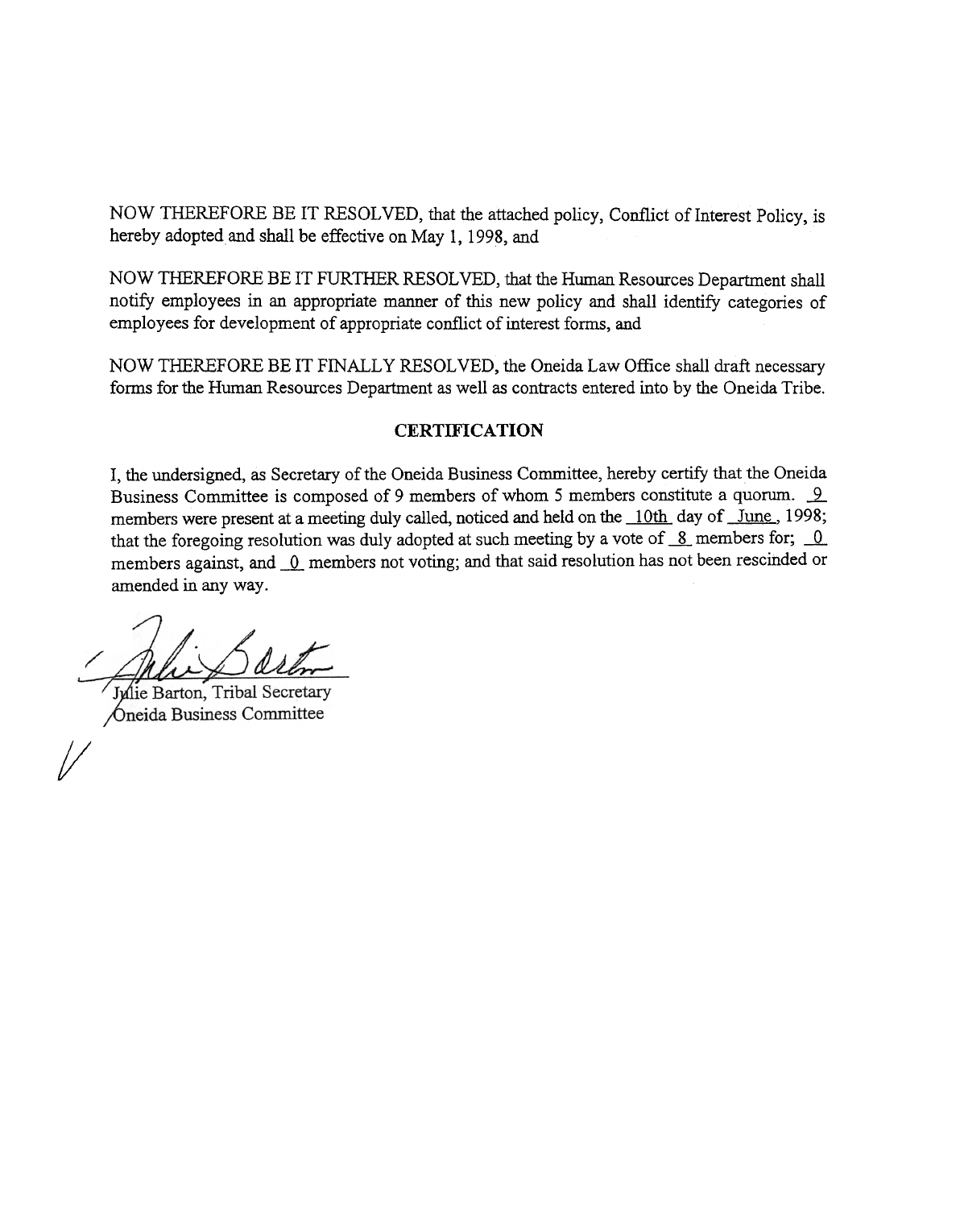NOW THEREFORE BE IT RESOLVED, that the attached policy, Conflict of Interest Policy, is hereby adopted and shall be effective on May 1, 1998, and

NOW THEREFORE BE IT FURTHER RESOLVED, that the Human Resources Department shall notify employees in an appropriate manner of this new policy and shall identify categories of employees for development of appropriate conflict of interest forms, and

NOW THEREFORE BE IT FINALLY RESOLVED, the Oneida Law Office shall draft necessary forms for the Human Resources Department as well as contracts entered into by the Oneida Tribe.

## CERTIFICATION

I, the undersigned, as Secretary of the Oneida Business Committee, hereby certify that the Oneida Business Committee is composed of 9 members of whom 5 members constitute a quorum. 9 members were present at a meeting duly called, noticed and held on the 10th day of June, 1998; that the foregoing resolution was duly adopted at such meeting by a vote of 8 members for; 0 members against, and 0 members not voting; and that said resolution has not been rescinded or amended in any way.

Julie Barton, Tribal Secretary
Oneida Business Committee